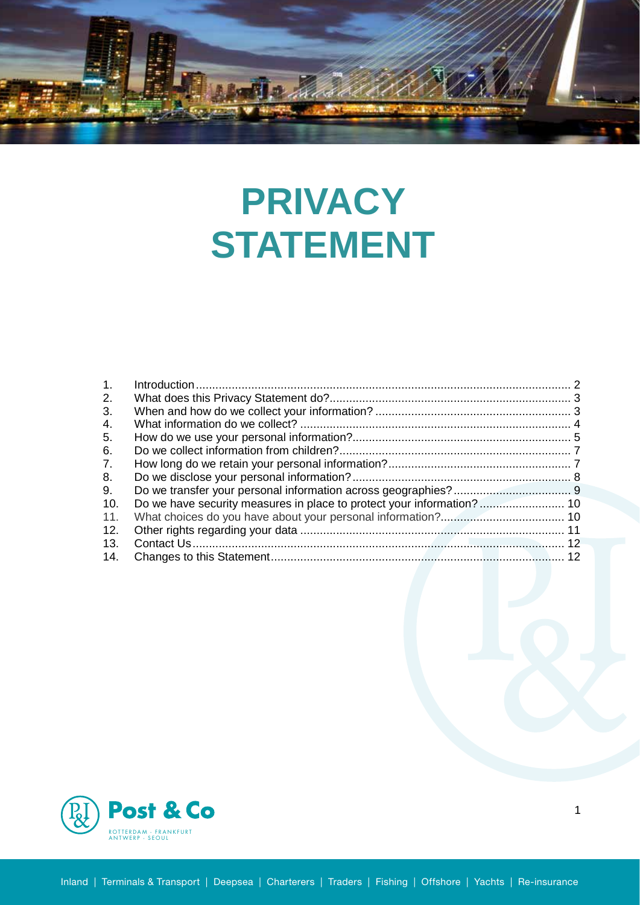# PRIVACY STATEMENT

| | | |
|---|---|---|
| 1. | Introduction | 2 |
| 2. | What does this Privacy Statement do? | 3 |
| 3. | When and how do we collect your information? | 3 |
| 4. | What information do we collect? | 4 |
| 5. | How do we use your personal information? | 5 |
| 6. | Do we collect information from children? | 7 |
| 7. | How long do we retain your personal information? | 7 |
| 8. | Do we disclose your personal information? | 8 |
| 9. | Do we transfer your personal information across geographies? | 9 |
| 10. | Do we have security measures in place to protect your information? | 10 |
| 11. | What choices do you have about your personal information? | 10 |
| 12. | Other rights regarding your data | 11 |
| 13. | Contact Us | 12 |
| 14. | Changes to this Statement | 12 |

Post & Co
ROTTERDAM · FRANKFURT
ANTWERP · SEOUL

Inland | Terminals & Transport | Deepsea | Charterers | Traders | Fishing | Offshore | Yachts | Re-insurance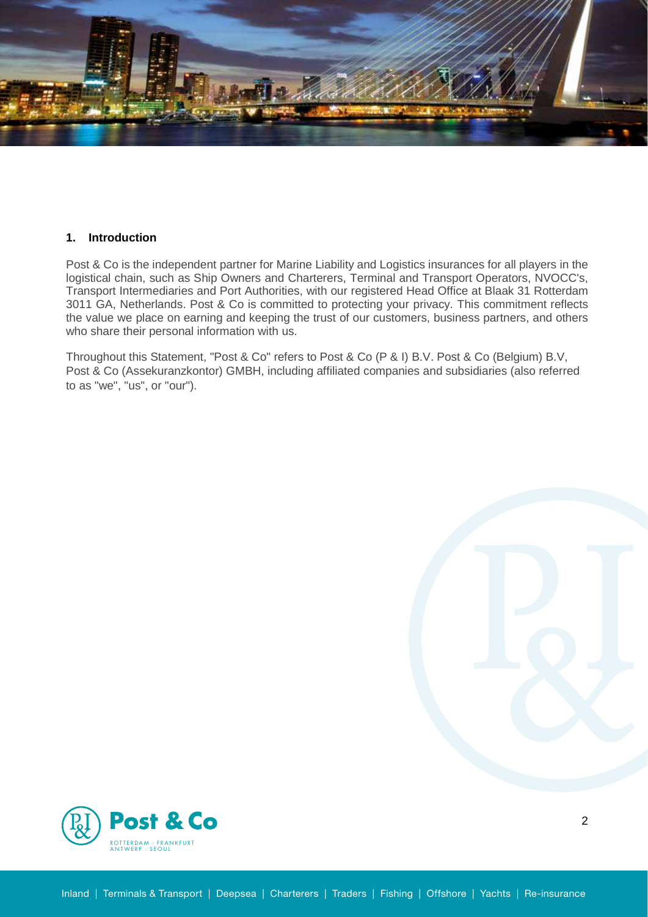## 1. Introduction

Post & Co is the independent partner for Marine Liability and Logistics insurances for all players in the logistical chain, such as Ship Owners and Charterers, Terminal and Transport Operators, NVOCC's, Transport Intermediaries and Port Authorities, with our registered Head Office at Blaak 31 Rotterdam 3011 GA, Netherlands. Post & Co is committed to protecting your privacy. This commitment reflects the value we place on earning and keeping the trust of our customers, business partners, and others who share their personal information with us.

Throughout this Statement, "Post & Co" refers to Post & Co (P & I) B.V. Post & Co (Belgium) B.V, Post & Co (Assekuranzkontor) GMBH, including affiliated companies and subsidiaries (also referred to as "we", "us", or "our").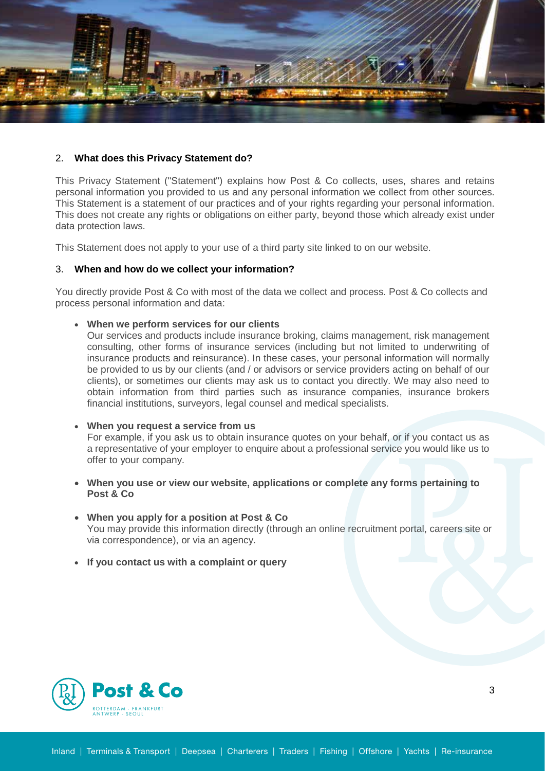## 2. **What does this Privacy Statement do?**

This Privacy Statement ("Statement") explains how Post & Co collects, uses, shares and retains personal information you provided to us and any personal information we collect from other sources. This Statement is a statement of our practices and of your rights regarding your personal information. This does not create any rights or obligations on either party, beyond those which already exist under data protection laws.

This Statement does not apply to your use of a third party site linked to on our website.

## 3. **When and how do we collect your information?**

You directly provide Post & Co with most of the data we collect and process. Post & Co collects and process personal information and data:

- **When we perform services for our clients**
  Our services and products include insurance broking, claims management, risk management consulting, other forms of insurance services (including but not limited to underwriting of insurance products and reinsurance). In these cases, your personal information will normally be provided to us by our clients (and / or advisors or service providers acting on behalf of our clients), or sometimes our clients may ask us to contact you directly. We may also need to obtain information from third parties such as insurance companies, insurance brokers financial institutions, surveyors, legal counsel and medical specialists.

- **When you request a service from us**
  For example, if you ask us to obtain insurance quotes on your behalf, or if you contact us as a representative of your employer to enquire about a professional service you would like us to offer to your company.

- **When you use or view our website, applications or complete any forms pertaining to Post & Co**

- **When you apply for a position at Post & Co**
  You may provide this information directly (through an online recruitment portal, careers site or via correspondence), or via an agency.

- **If you contact us with a complaint or query**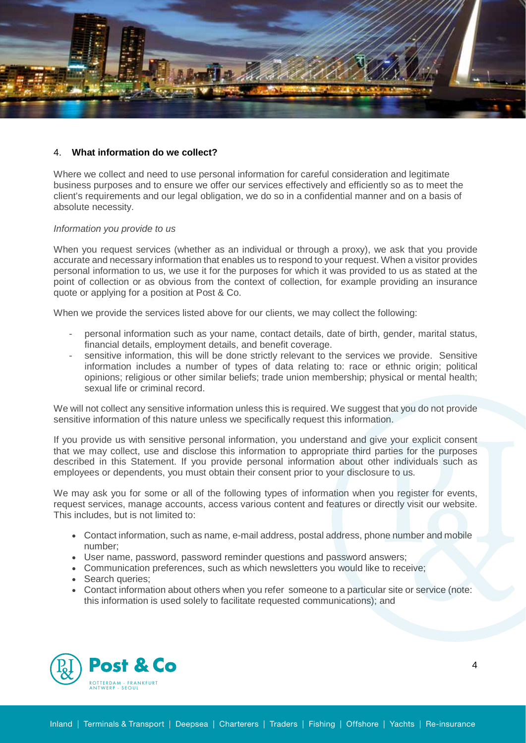## 4. What information do we collect?

Where we collect and need to use personal information for careful consideration and legitimate business purposes and to ensure we offer our services effectively and efficiently so as to meet the client's requirements and our legal obligation, we do so in a confidential manner and on a basis of absolute necessity.

*Information you provide to us*

When you request services (whether as an individual or through a proxy), we ask that you provide accurate and necessary information that enables us to respond to your request. When a visitor provides personal information to us, we use it for the purposes for which it was provided to us as stated at the point of collection or as obvious from the context of collection, for example providing an insurance quote or applying for a position at Post & Co.

When we provide the services listed above for our clients, we may collect the following:

- personal information such as your name, contact details, date of birth, gender, marital status, financial details, employment details, and benefit coverage.
- sensitive information, this will be done strictly relevant to the services we provide. Sensitive information includes a number of types of data relating to: race or ethnic origin; political opinions; religious or other similar beliefs; trade union membership; physical or mental health; sexual life or criminal record.

We will not collect any sensitive information unless this is required. We suggest that you do not provide sensitive information of this nature unless we specifically request this information.

If you provide us with sensitive personal information, you understand and give your explicit consent that we may collect, use and disclose this information to appropriate third parties for the purposes described in this Statement. If you provide personal information about other individuals such as employees or dependents, you must obtain their consent prior to your disclosure to us.

We may ask you for some or all of the following types of information when you register for events, request services, manage accounts, access various content and features or directly visit our website. This includes, but is not limited to:

- Contact information, such as name, e-mail address, postal address, phone number and mobile number;
- User name, password, password reminder questions and password answers;
- Communication preferences, such as which newsletters you would like to receive;
- Search queries;
- Contact information about others when you refer someone to a particular site or service (note: this information is used solely to facilitate requested communications); and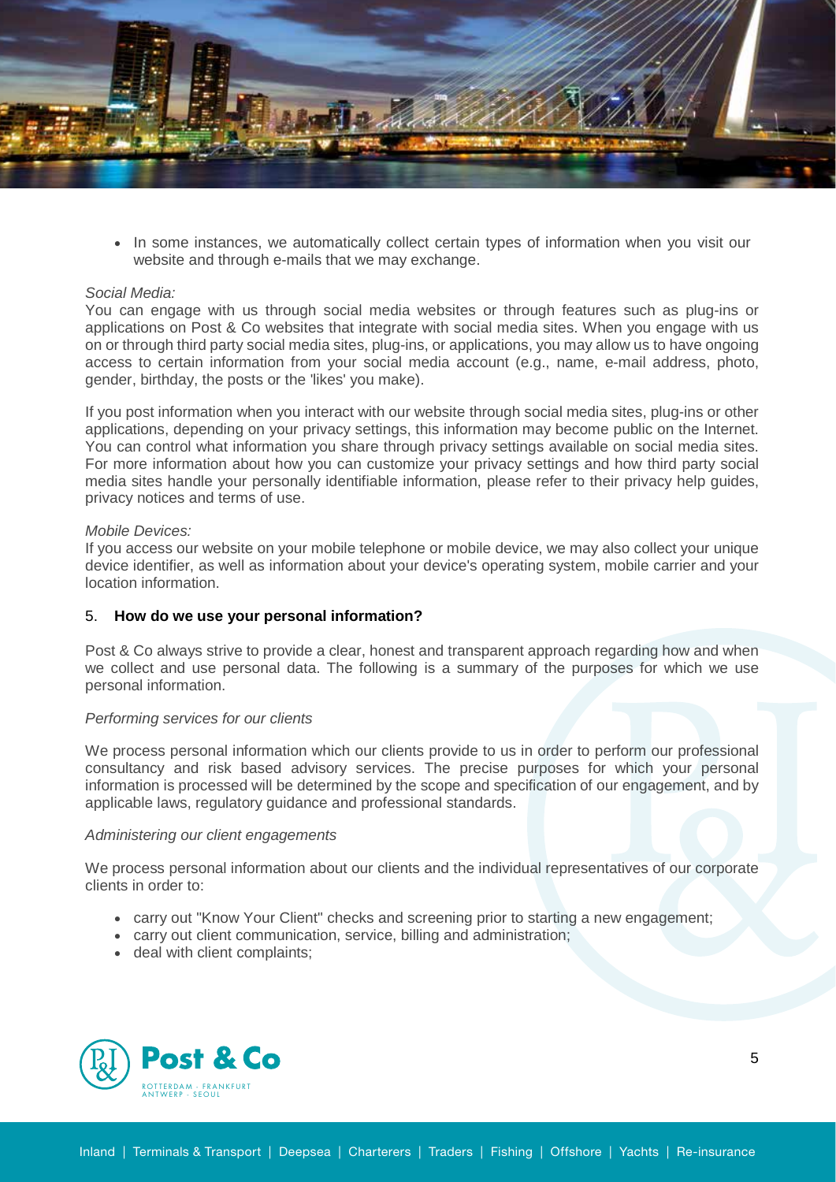- In some instances, we automatically collect certain types of information when you visit our website and through e-mails that we may exchange.

*Social Media:*
You can engage with us through social media websites or through features such as plug-ins or applications on Post & Co websites that integrate with social media sites. When you engage with us on or through third party social media sites, plug-ins, or applications, you may allow us to have ongoing access to certain information from your social media account (e.g., name, e-mail address, photo, gender, birthday, the posts or the 'likes' you make).

If you post information when you interact with our website through social media sites, plug-ins or other applications, depending on your privacy settings, this information may become public on the Internet. You can control what information you share through privacy settings available on social media sites. For more information about how you can customize your privacy settings and how third party social media sites handle your personally identifiable information, please refer to their privacy help guides, privacy notices and terms of use.

*Mobile Devices:*
If you access our website on your mobile telephone or mobile device, we may also collect your unique device identifier, as well as information about your device's operating system, mobile carrier and your location information.

## 5. **How do we use your personal information?**

Post & Co always strive to provide a clear, honest and transparent approach regarding how and when we collect and use personal data. The following is a summary of the purposes for which we use personal information.

*Performing services for our clients*

We process personal information which our clients provide to us in order to perform our professional consultancy and risk based advisory services. The precise purposes for which your personal information is processed will be determined by the scope and specification of our engagement, and by applicable laws, regulatory guidance and professional standards.

*Administering our client engagements*

We process personal information about our clients and the individual representatives of our corporate clients in order to:

- carry out "Know Your Client" checks and screening prior to starting a new engagement;
- carry out client communication, service, billing and administration;
- deal with client complaints;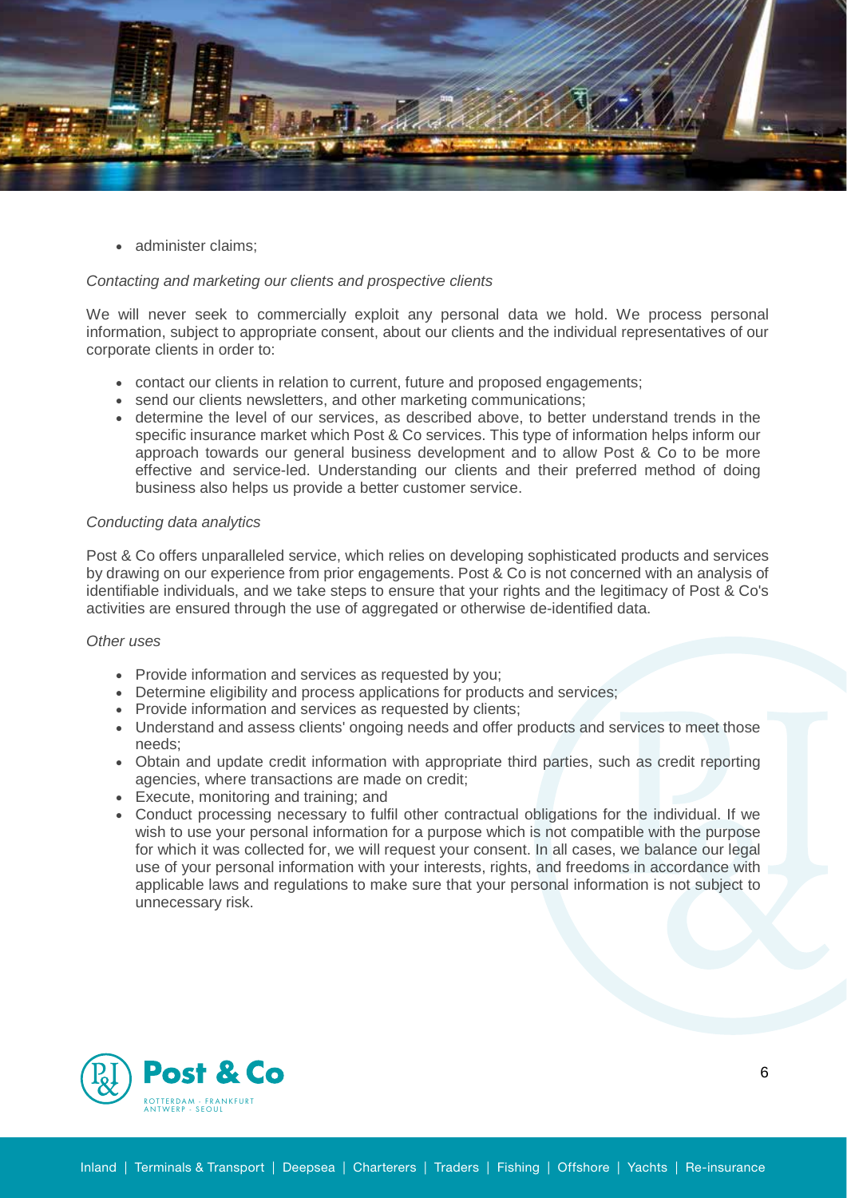- administer claims;

*Contacting and marketing our clients and prospective clients*

We will never seek to commercially exploit any personal data we hold. We process personal information, subject to appropriate consent, about our clients and the individual representatives of our corporate clients in order to:

- contact our clients in relation to current, future and proposed engagements;
- send our clients newsletters, and other marketing communications;
- determine the level of our services, as described above, to better understand trends in the specific insurance market which Post & Co services. This type of information helps inform our approach towards our general business development and to allow Post & Co to be more effective and service-led. Understanding our clients and their preferred method of doing business also helps us provide a better customer service.

*Conducting data analytics*

Post & Co offers unparalleled service, which relies on developing sophisticated products and services by drawing on our experience from prior engagements. Post & Co is not concerned with an analysis of identifiable individuals, and we take steps to ensure that your rights and the legitimacy of Post & Co's activities are ensured through the use of aggregated or otherwise de-identified data.

*Other uses*

- Provide information and services as requested by you;
- Determine eligibility and process applications for products and services;
- Provide information and services as requested by clients;
- Understand and assess clients' ongoing needs and offer products and services to meet those needs;
- Obtain and update credit information with appropriate third parties, such as credit reporting agencies, where transactions are made on credit;
- Execute, monitoring and training; and
- Conduct processing necessary to fulfil other contractual obligations for the individual. If we wish to use your personal information for a purpose which is not compatible with the purpose for which it was collected for, we will request your consent. In all cases, we balance our legal use of your personal information with your interests, rights, and freedoms in accordance with applicable laws and regulations to make sure that your personal information is not subject to unnecessary risk.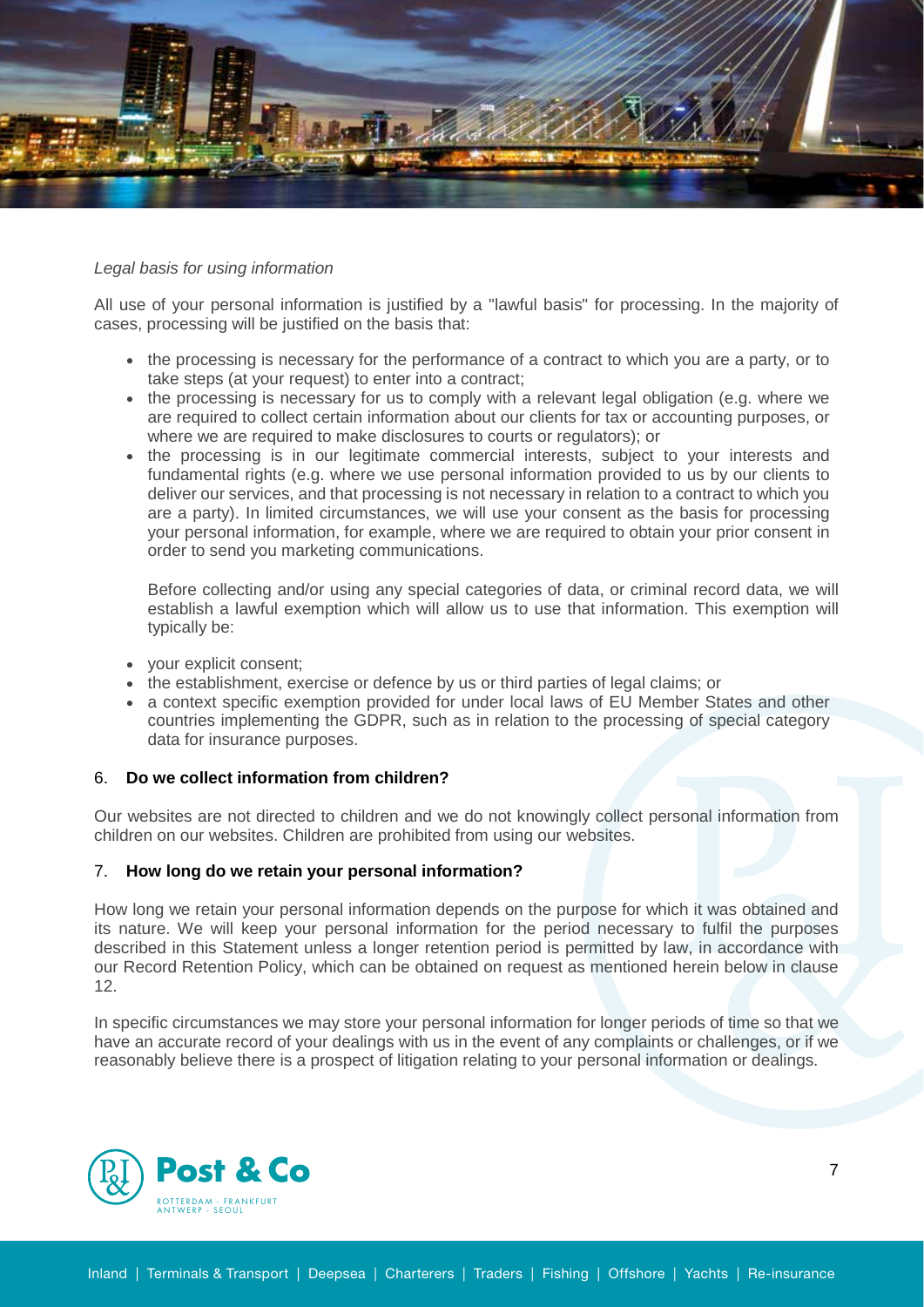*Legal basis for using information*

All use of your personal information is justified by a "lawful basis" for processing. In the majority of cases, processing will be justified on the basis that:

- the processing is necessary for the performance of a contract to which you are a party, or to take steps (at your request) to enter into a contract;
- the processing is necessary for us to comply with a relevant legal obligation (e.g. where we are required to collect certain information about our clients for tax or accounting purposes, or where we are required to make disclosures to courts or regulators); or
- the processing is in our legitimate commercial interests, subject to your interests and fundamental rights (e.g. where we use personal information provided to us by our clients to deliver our services, and that processing is not necessary in relation to a contract to which you are a party). In limited circumstances, we will use your consent as the basis for processing your personal information, for example, where we are required to obtain your prior consent in order to send you marketing communications.

  Before collecting and/or using any special categories of data, or criminal record data, we will establish a lawful exemption which will allow us to use that information. This exemption will typically be:

- your explicit consent;
- the establishment, exercise or defence by us or third parties of legal claims; or
- a context specific exemption provided for under local laws of EU Member States and other countries implementing the GDPR, such as in relation to the processing of special category data for insurance purposes.

## 6. **Do we collect information from children?**

Our websites are not directed to children and we do not knowingly collect personal information from children on our websites. Children are prohibited from using our websites.

## 7. **How long do we retain your personal information?**

How long we retain your personal information depends on the purpose for which it was obtained and its nature. We will keep your personal information for the period necessary to fulfil the purposes described in this Statement unless a longer retention period is permitted by law, in accordance with our Record Retention Policy, which can be obtained on request as mentioned herein below in clause 12.

In specific circumstances we may store your personal information for longer periods of time so that we have an accurate record of your dealings with us in the event of any complaints or challenges, or if we reasonably believe there is a prospect of litigation relating to your personal information or dealings.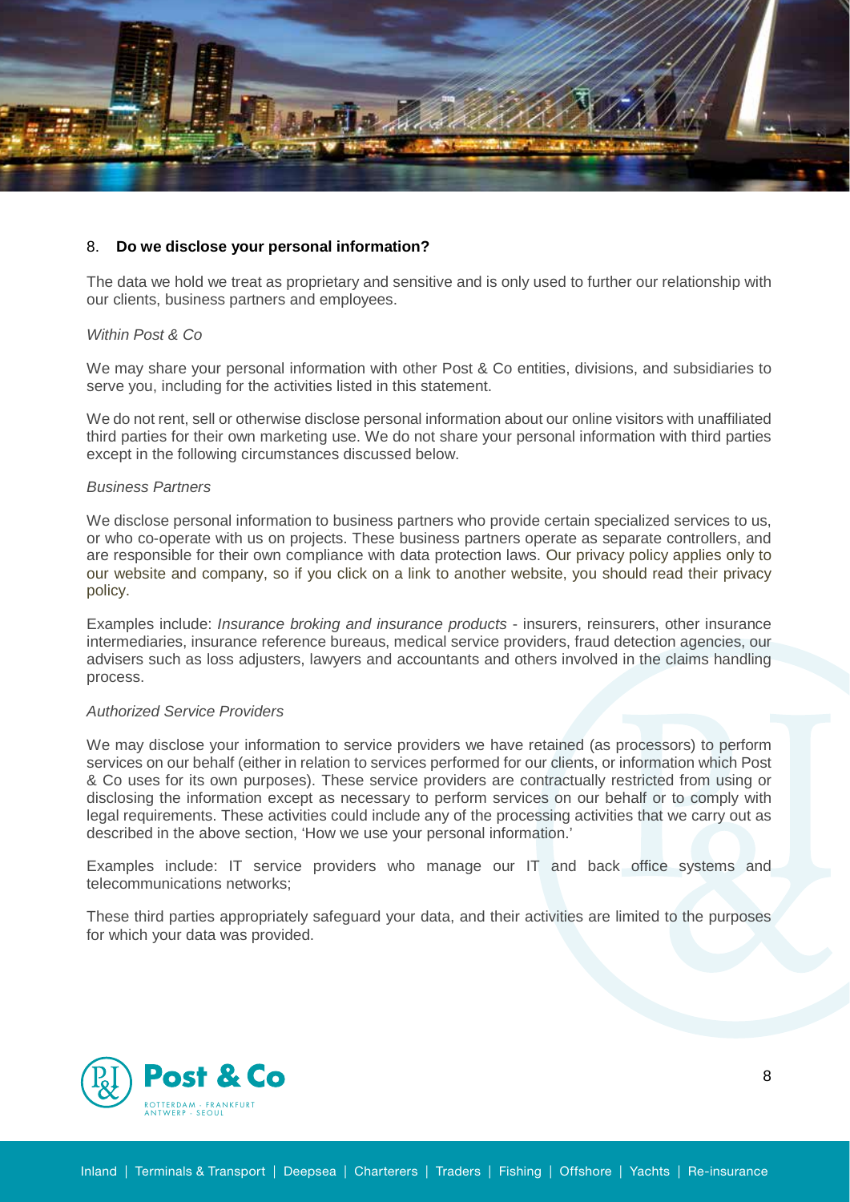## 8. Do we disclose your personal information?

The data we hold we treat as proprietary and sensitive and is only used to further our relationship with our clients, business partners and employees.

*Within Post & Co*

We may share your personal information with other Post & Co entities, divisions, and subsidiaries to serve you, including for the activities listed in this statement.

We do not rent, sell or otherwise disclose personal information about our online visitors with unaffiliated third parties for their own marketing use. We do not share your personal information with third parties except in the following circumstances discussed below.

*Business Partners*

We disclose personal information to business partners who provide certain specialized services to us, or who co-operate with us on projects. These business partners operate as separate controllers, and are responsible for their own compliance with data protection laws. Our privacy policy applies only to our website and company, so if you click on a link to another website, you should read their privacy policy.

Examples include: *Insurance broking and insurance products* - insurers, reinsurers, other insurance intermediaries, insurance reference bureaus, medical service providers, fraud detection agencies, our advisers such as loss adjusters, lawyers and accountants and others involved in the claims handling process.

*Authorized Service Providers*

We may disclose your information to service providers we have retained (as processors) to perform services on our behalf (either in relation to services performed for our clients, or information which Post & Co uses for its own purposes). These service providers are contractually restricted from using or disclosing the information except as necessary to perform services on our behalf or to comply with legal requirements. These activities could include any of the processing activities that we carry out as described in the above section, 'How we use your personal information.'

Examples include: IT service providers who manage our IT and back office systems and telecommunications networks;

These third parties appropriately safeguard your data, and their activities are limited to the purposes for which your data was provided.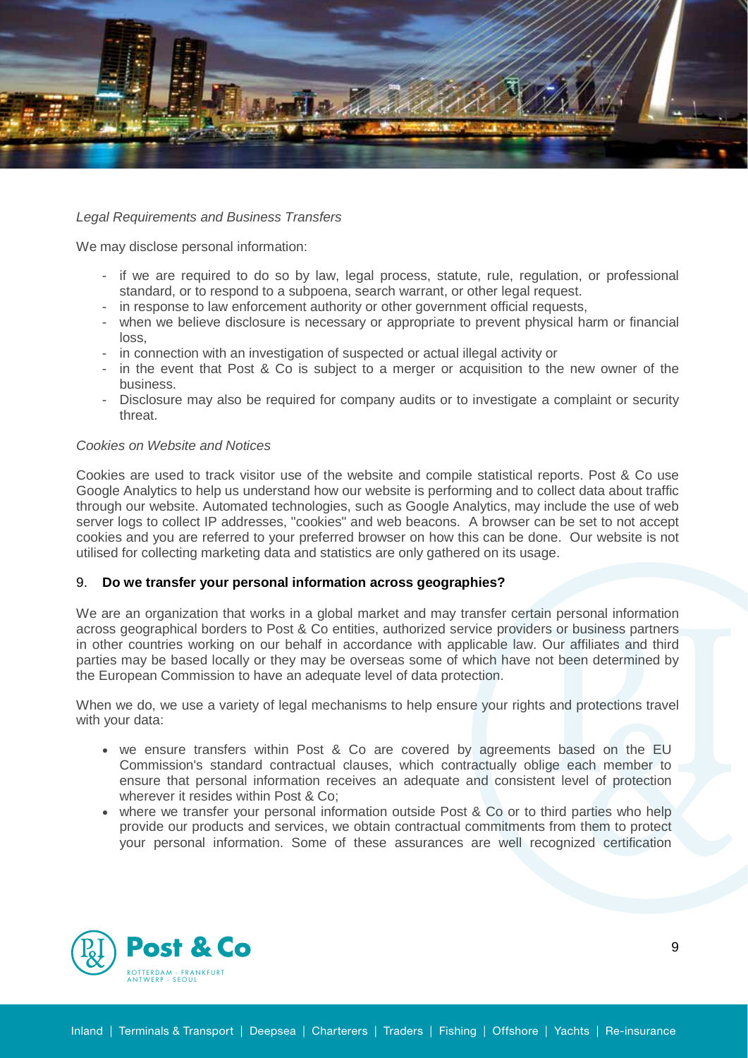*Legal Requirements and Business Transfers*

We may disclose personal information:

- if we are required to do so by law, legal process, statute, rule, regulation, or professional standard, or to respond to a subpoena, search warrant, or other legal request.
- in response to law enforcement authority or other government official requests,
- when we believe disclosure is necessary or appropriate to prevent physical harm or financial loss,
- in connection with an investigation of suspected or actual illegal activity or
- in the event that Post & Co is subject to a merger or acquisition to the new owner of the business.
- Disclosure may also be required for company audits or to investigate a complaint or security threat.

*Cookies on Website and Notices*

Cookies are used to track visitor use of the website and compile statistical reports. Post & Co use Google Analytics to help us understand how our website is performing and to collect data about traffic through our website. Automated technologies, such as Google Analytics, may include the use of web server logs to collect IP addresses, "cookies" and web beacons. A browser can be set to not accept cookies and you are referred to your preferred browser on how this can be done. Our website is not utilised for collecting marketing data and statistics are only gathered on its usage.

## 9. **Do we transfer your personal information across geographies?**

We are an organization that works in a global market and may transfer certain personal information across geographical borders to Post & Co entities, authorized service providers or business partners in other countries working on our behalf in accordance with applicable law. Our affiliates and third parties may be based locally or they may be overseas some of which have not been determined by the European Commission to have an adequate level of data protection.

When we do, we use a variety of legal mechanisms to help ensure your rights and protections travel with your data:

- we ensure transfers within Post & Co are covered by agreements based on the EU Commission's standard contractual clauses, which contractually oblige each member to ensure that personal information receives an adequate and consistent level of protection wherever it resides within Post & Co;
- where we transfer your personal information outside Post & Co or to third parties who help provide our products and services, we obtain contractual commitments from them to protect your personal information. Some of these assurances are well recognized certification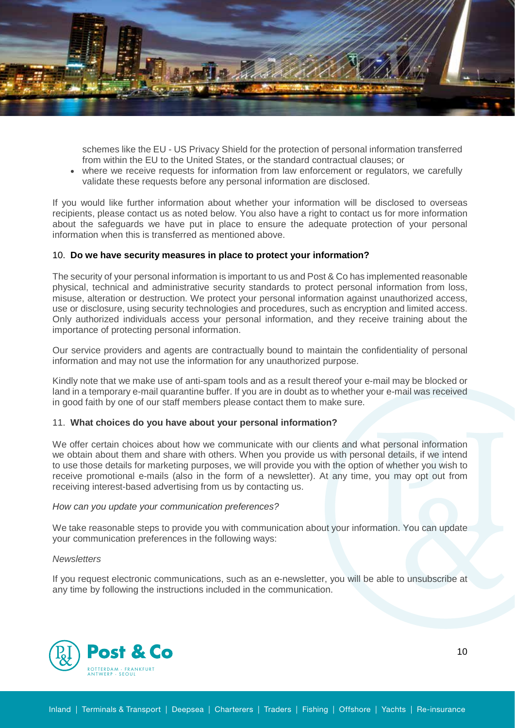schemes like the EU - US Privacy Shield for the protection of personal information transferred from within the EU to the United States, or the standard contractual clauses; or
- where we receive requests for information from law enforcement or regulators, we carefully validate these requests before any personal information are disclosed.

If you would like further information about whether your information will be disclosed to overseas recipients, please contact us as noted below. You also have a right to contact us for more information about the safeguards we have put in place to ensure the adequate protection of your personal information when this is transferred as mentioned above.

## 10. **Do we have security measures in place to protect your information?**

The security of your personal information is important to us and Post & Co has implemented reasonable physical, technical and administrative security standards to protect personal information from loss, misuse, alteration or destruction. We protect your personal information against unauthorized access, use or disclosure, using security technologies and procedures, such as encryption and limited access. Only authorized individuals access your personal information, and they receive training about the importance of protecting personal information.

Our service providers and agents are contractually bound to maintain the confidentiality of personal information and may not use the information for any unauthorized purpose.

Kindly note that we make use of anti-spam tools and as a result thereof your e-mail may be blocked or land in a temporary e-mail quarantine buffer. If you are in doubt as to whether your e-mail was received in good faith by one of our staff members please contact them to make sure.

## 11. **What choices do you have about your personal information?**

We offer certain choices about how we communicate with our clients and what personal information we obtain about them and share with others. When you provide us with personal details, if we intend to use those details for marketing purposes, we will provide you with the option of whether you wish to receive promotional e-mails (also in the form of a newsletter). At any time, you may opt out from receiving interest-based advertising from us by contacting us.

*How can you update your communication preferences?*

We take reasonable steps to provide you with communication about your information. You can update your communication preferences in the following ways:

*Newsletters*

If you request electronic communications, such as an e-newsletter, you will be able to unsubscribe at any time by following the instructions included in the communication.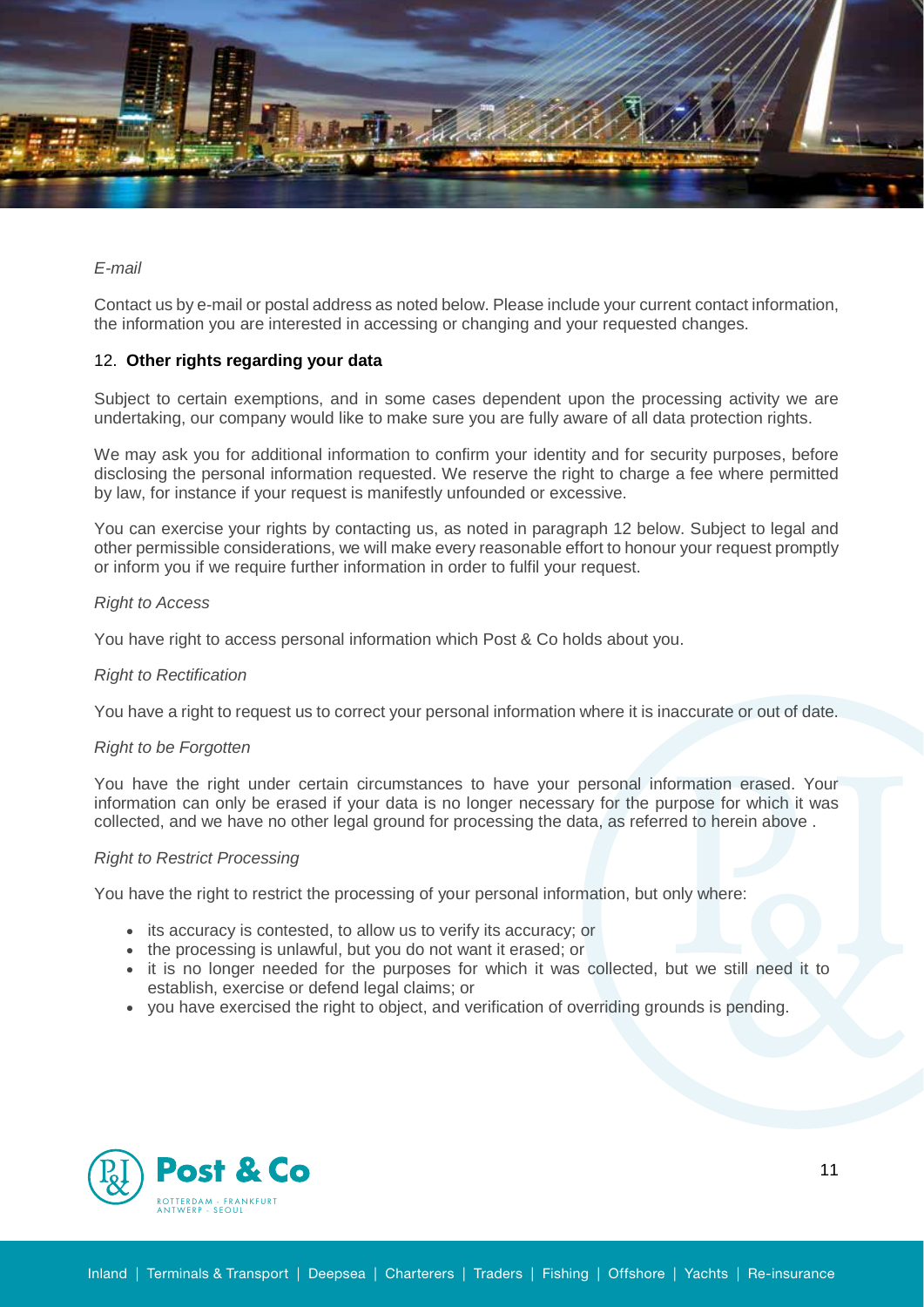*E-mail*

Contact us by e-mail or postal address as noted below. Please include your current contact information, the information you are interested in accessing or changing and your requested changes.

## 12. **Other rights regarding your data**

Subject to certain exemptions, and in some cases dependent upon the processing activity we are undertaking, our company would like to make sure you are fully aware of all data protection rights.

We may ask you for additional information to confirm your identity and for security purposes, before disclosing the personal information requested. We reserve the right to charge a fee where permitted by law, for instance if your request is manifestly unfounded or excessive.

You can exercise your rights by contacting us, as noted in paragraph 12 below. Subject to legal and other permissible considerations, we will make every reasonable effort to honour your request promptly or inform you if we require further information in order to fulfil your request.

*Right to Access*

You have right to access personal information which Post & Co holds about you.

*Right to Rectification*

You have a right to request us to correct your personal information where it is inaccurate or out of date.

*Right to be Forgotten*

You have the right under certain circumstances to have your personal information erased. Your information can only be erased if your data is no longer necessary for the purpose for which it was collected, and we have no other legal ground for processing the data, as referred to herein above .

*Right to Restrict Processing*

You have the right to restrict the processing of your personal information, but only where:

- its accuracy is contested, to allow us to verify its accuracy; or
- the processing is unlawful, but you do not want it erased; or
- it is no longer needed for the purposes for which it was collected, but we still need it to establish, exercise or defend legal claims; or
- you have exercised the right to object, and verification of overriding grounds is pending.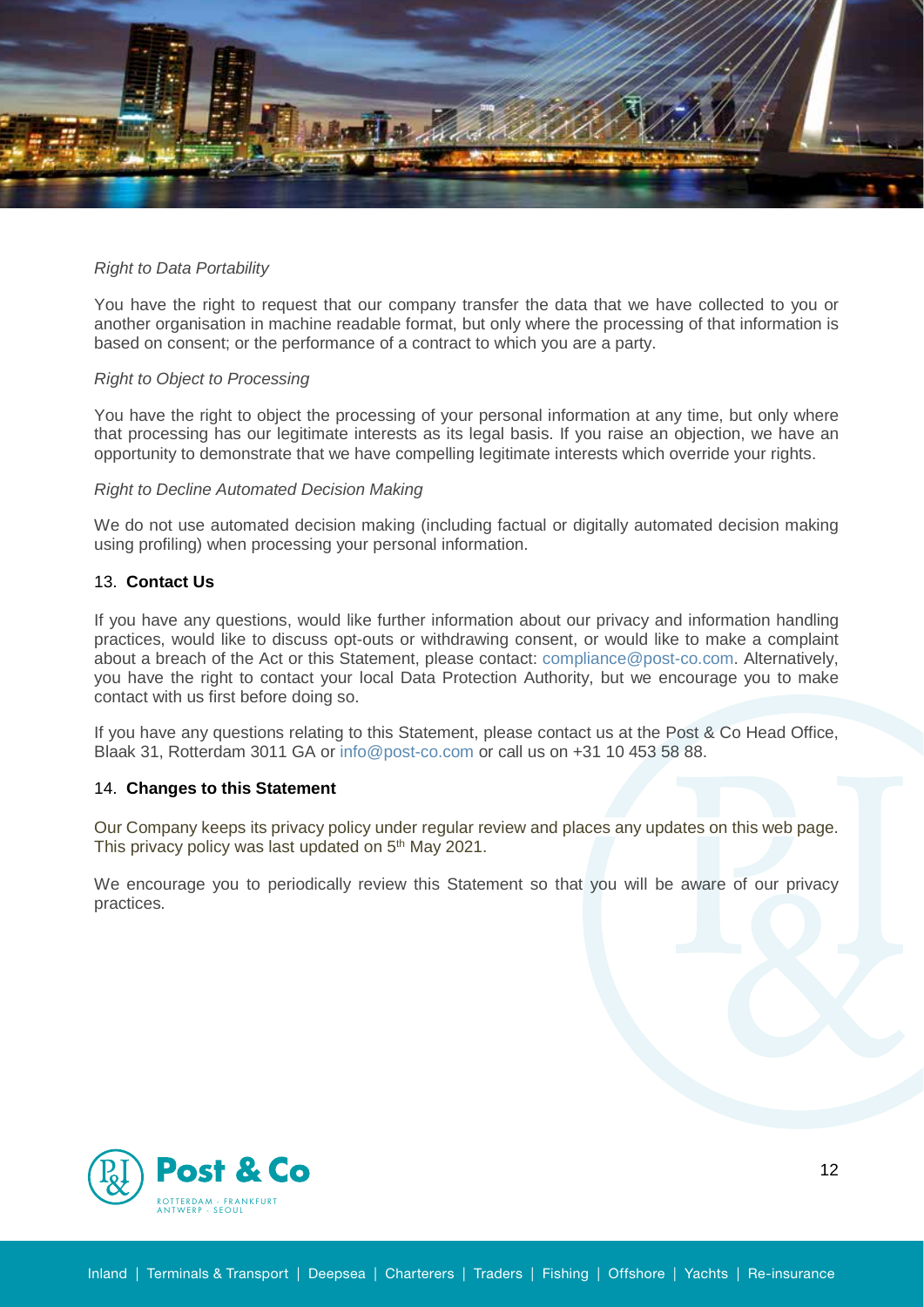*Right to Data Portability*

You have the right to request that our company transfer the data that we have collected to you or another organisation in machine readable format, but only where the processing of that information is based on consent; or the performance of a contract to which you are a party.

*Right to Object to Processing*

You have the right to object the processing of your personal information at any time, but only where that processing has our legitimate interests as its legal basis. If you raise an objection, we have an opportunity to demonstrate that we have compelling legitimate interests which override your rights.

*Right to Decline Automated Decision Making*

We do not use automated decision making (including factual or digitally automated decision making using profiling) when processing your personal information.

## 13. Contact Us

If you have any questions, would like further information about our privacy and information handling practices, would like to discuss opt-outs or withdrawing consent, or would like to make a complaint about a breach of the Act or this Statement, please contact: compliance@post-co.com. Alternatively, you have the right to contact your local Data Protection Authority, but we encourage you to make contact with us first before doing so.

If you have any questions relating to this Statement, please contact us at the Post & Co Head Office, Blaak 31, Rotterdam 3011 GA or info@post-co.com or call us on +31 10 453 58 88.

## 14. Changes to this Statement

Our Company keeps its privacy policy under regular review and places any updates on this web page. This privacy policy was last updated on 5th May 2021.

We encourage you to periodically review this Statement so that you will be aware of our privacy practices.

Post & Co
ROTTERDAM · FRANKFURT
ANTWERP · SEOUL

Inland | Terminals & Transport | Deepsea | Charterers | Traders | Fishing | Offshore | Yachts | Re-insurance